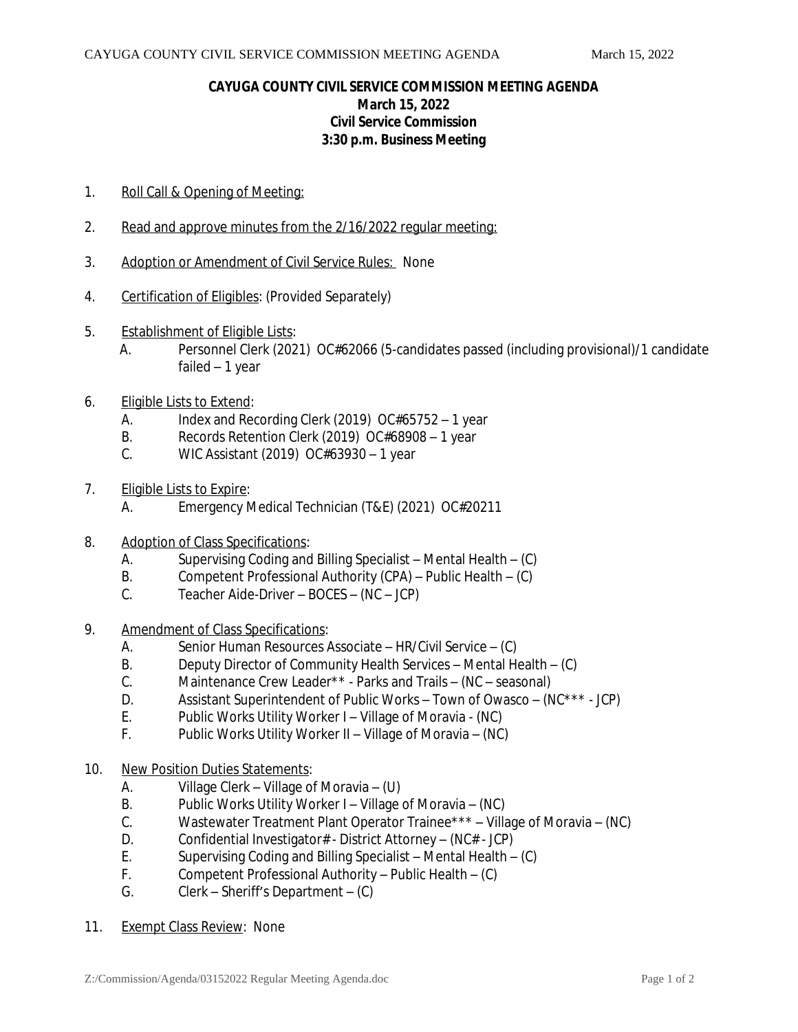# CAYUGA COUNTY CIVIL SERVICE COMMISSION MEETING AGENDA

**March 15, 2022**
**Civil Service Commission**
**3:30 p.m. Business Meeting**

1. Roll Call & Opening of Meeting:

2. Read and approve minutes from the 2/16/2022 regular meeting:

3. Adoption or Amendment of Civil Service Rules: None

4. Certification of Eligibles: (Provided Separately)

5. Establishment of Eligible Lists:
   - A. Personnel Clerk (2021) OC#62066 (5-candidates passed (including provisional)/1 candidate failed – 1 year

6. Eligible Lists to Extend:
   - A. Index and Recording Clerk (2019) OC#65752 – 1 year
   - B. Records Retention Clerk (2019) OC#68908 – 1 year
   - C. WIC Assistant (2019) OC#63930 – 1 year

7. Eligible Lists to Expire:
   - A. Emergency Medical Technician (T&E) (2021) OC#20211

8. Adoption of Class Specifications:
   - A. Supervising Coding and Billing Specialist – Mental Health – (C)
   - B. Competent Professional Authority (CPA) – Public Health – (C)
   - C. Teacher Aide-Driver – BOCES – (NC – JCP)

9. Amendment of Class Specifications:
   - A. Senior Human Resources Associate – HR/Civil Service – (C)
   - B. Deputy Director of Community Health Services – Mental Health – (C)
   - C. Maintenance Crew Leader** - Parks and Trails – (NC – seasonal)
   - D. Assistant Superintendent of Public Works – Town of Owasco – (NC*** - JCP)
   - E. Public Works Utility Worker I – Village of Moravia - (NC)
   - F. Public Works Utility Worker II – Village of Moravia – (NC)

10. New Position Duties Statements:
    - A. Village Clerk – Village of Moravia – (U)
    - B. Public Works Utility Worker I – Village of Moravia – (NC)
    - C. Wastewater Treatment Plant Operator Trainee*** – Village of Moravia – (NC)
    - D. Confidential Investigator# - District Attorney – (NC# - JCP)
    - E. Supervising Coding and Billing Specialist – Mental Health – (C)
    - F. Competent Professional Authority – Public Health – (C)
    - G. Clerk – Sheriff's Department – (C)

11. Exempt Class Review: None

Z:/Commission/Agenda/03152022 Regular Meeting Agenda.doc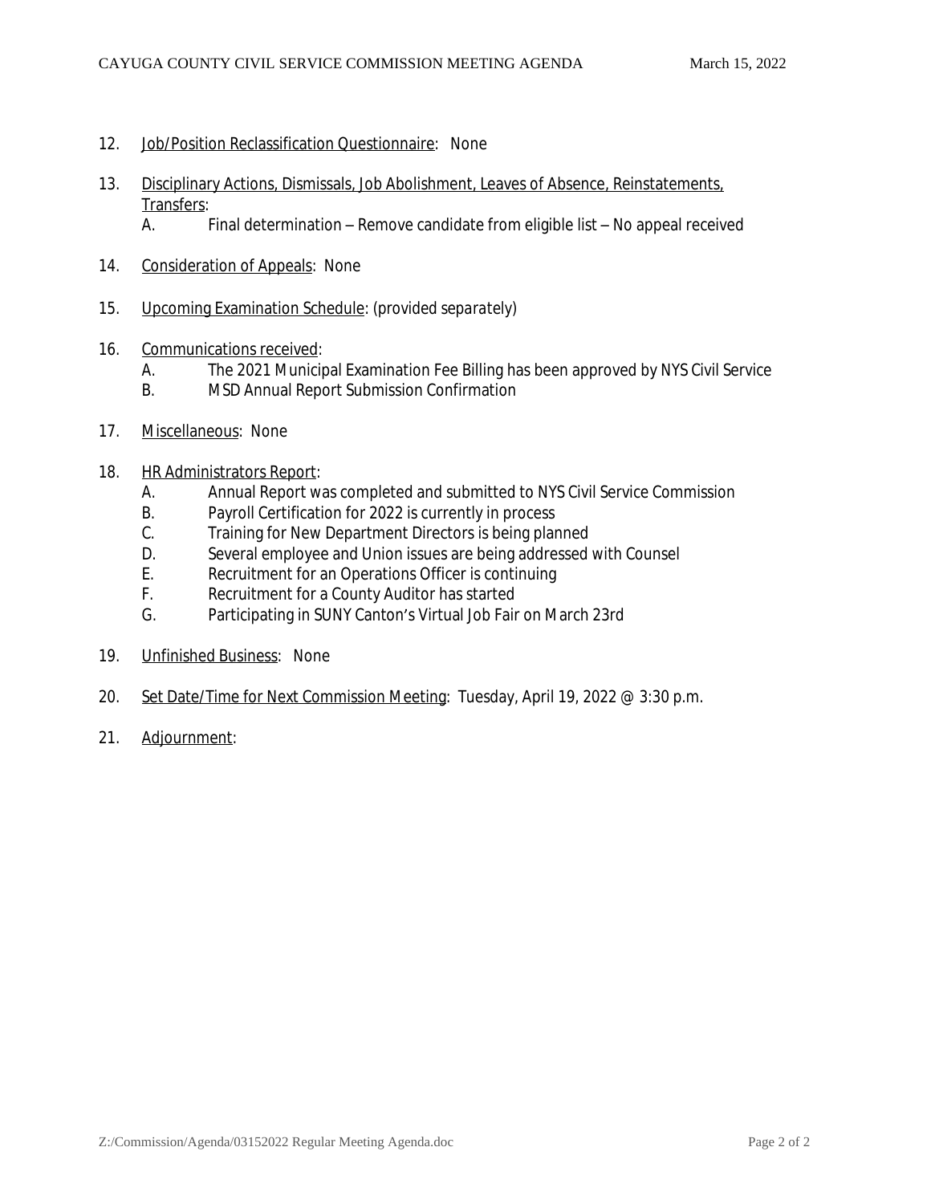12. Job/Position Reclassification Questionnaire: None

13. Disciplinary Actions, Dismissals, Job Abolishment, Leaves of Absence, Reinstatements, Transfers:
    - A. Final determination – Remove candidate from eligible list – No appeal received

14. Consideration of Appeals: None

15. Upcoming Examination Schedule: (provided separately)

16. Communications received:
    - A. The 2021 Municipal Examination Fee Billing has been approved by NYS Civil Service
    - B. MSD Annual Report Submission Confirmation

17. Miscellaneous: None

18. HR Administrators Report:
    - A. Annual Report was completed and submitted to NYS Civil Service Commission
    - B. Payroll Certification for 2022 is currently in process
    - C. Training for New Department Directors is being planned
    - D. Several employee and Union issues are being addressed with Counsel
    - E. Recruitment for an Operations Officer is continuing
    - F. Recruitment for a County Auditor has started
    - G. Participating in SUNY Canton's Virtual Job Fair on March 23rd

19. Unfinished Business: None

20. Set Date/Time for Next Commission Meeting: Tuesday, April 19, 2022 @ 3:30 p.m.

21. Adjournment:

Z:/Commission/Agenda/03152022 Regular Meeting Agenda.doc